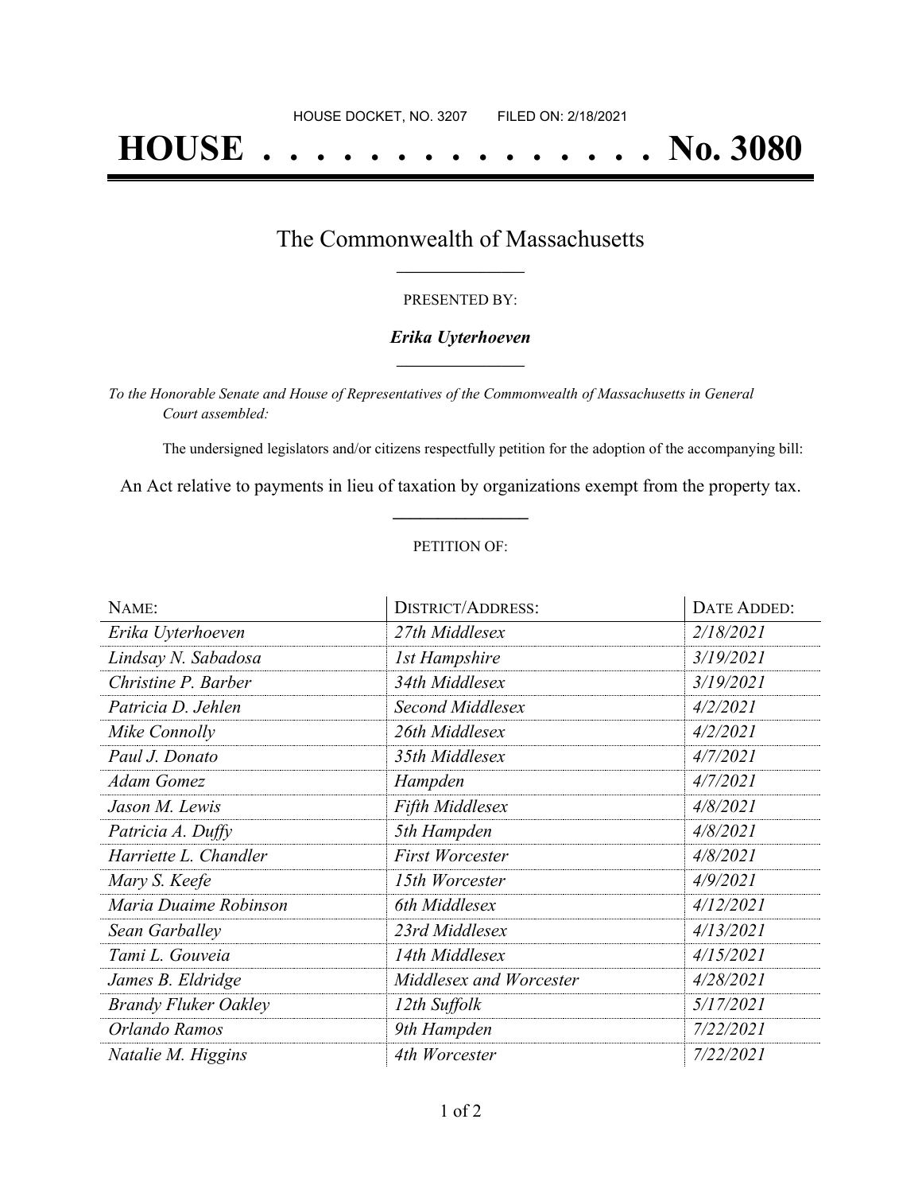HOUSE DOCKET, NO. 3207 FILED ON: 2/18/2021

# HOUSE . . . . . . . . . . . . . . . No. 3080

## The Commonwealth of Massachusetts

PRESENTED BY:

***Erika Uyterhoeven***

*To the Honorable Senate and House of Representatives of the Commonwealth of Massachusetts in General Court assembled:*

The undersigned legislators and/or citizens respectfully petition for the adoption of the accompanying bill:

An Act relative to payments in lieu of taxation by organizations exempt from the property tax.

PETITION OF:

| NAME: | DISTRICT/ADDRESS: | DATE ADDED: |
|---|---|---|
| *Erika Uyterhoeven* | *27th Middlesex* | *2/18/2021* |
| *Lindsay N. Sabadosa* | *1st Hampshire* | *3/19/2021* |
| *Christine P. Barber* | *34th Middlesex* | *3/19/2021* |
| *Patricia D. Jehlen* | *Second Middlesex* | *4/2/2021* |
| *Mike Connolly* | *26th Middlesex* | *4/2/2021* |
| *Paul J. Donato* | *35th Middlesex* | *4/7/2021* |
| *Adam Gomez* | *Hampden* | *4/7/2021* |
| *Jason M. Lewis* | *Fifth Middlesex* | *4/8/2021* |
| *Patricia A. Duffy* | *5th Hampden* | *4/8/2021* |
| *Harriette L. Chandler* | *First Worcester* | *4/8/2021* |
| *Mary S. Keefe* | *15th Worcester* | *4/9/2021* |
| *Maria Duaime Robinson* | *6th Middlesex* | *4/12/2021* |
| *Sean Garballey* | *23rd Middlesex* | *4/13/2021* |
| *Tami L. Gouveia* | *14th Middlesex* | *4/15/2021* |
| *James B. Eldridge* | *Middlesex and Worcester* | *4/28/2021* |
| *Brandy Fluker Oakley* | *12th Suffolk* | *5/17/2021* |
| *Orlando Ramos* | *9th Hampden* | *7/22/2021* |
| *Natalie M. Higgins* | *4th Worcester* | *7/22/2021* |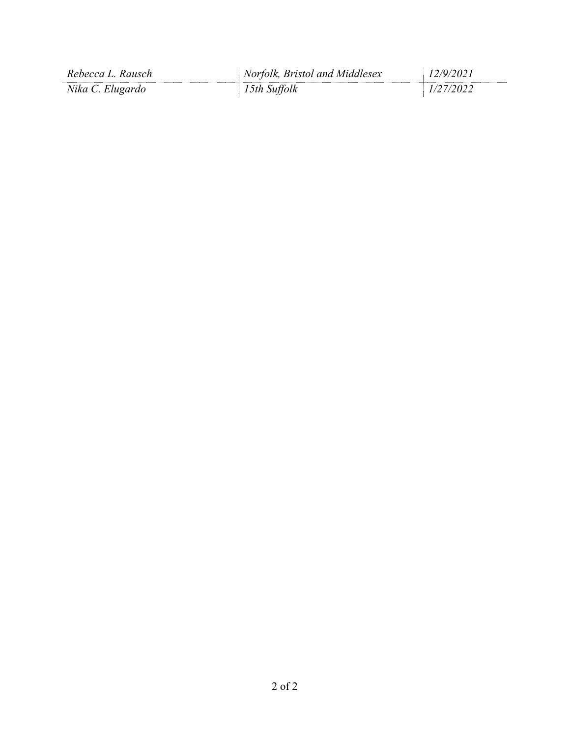| | | |
|---|---|---|
| *Rebecca L. Rausch* | *Norfolk, Bristol and Middlesex* | *12/9/2021* |
| *Nika C. Elugardo* | *15th Suffolk* | *1/27/2022* |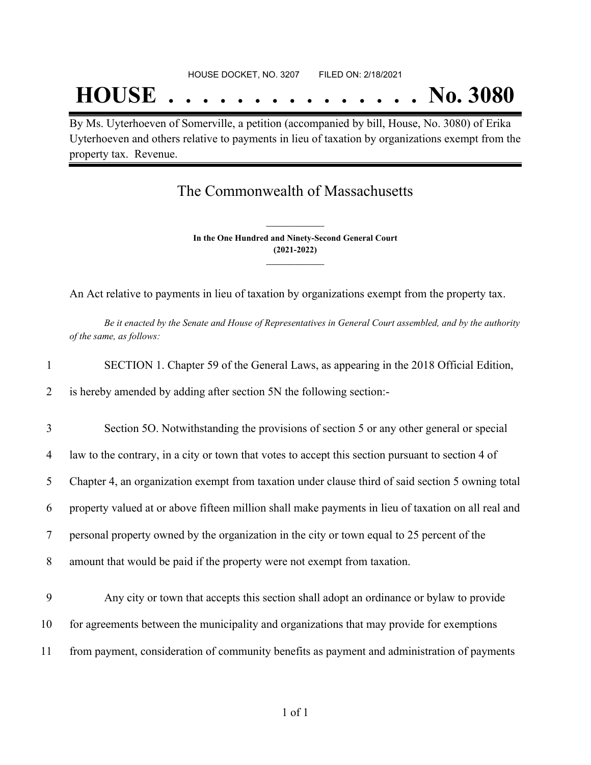HOUSE DOCKET, NO. 3207 FILED ON: 2/18/2021

# HOUSE . . . . . . . . . . . . . . . No. 3080

By Ms. Uyterhoeven of Somerville, a petition (accompanied by bill, House, No. 3080) of Erika Uyterhoeven and others relative to payments in lieu of taxation by organizations exempt from the property tax. Revenue.

## The Commonwealth of Massachusetts

**In the One Hundred and Ninety-Second General Court (2021-2022)**

An Act relative to payments in lieu of taxation by organizations exempt from the property tax.

*Be it enacted by the Senate and House of Representatives in General Court assembled, and by the authority of the same, as follows:*

1 SECTION 1. Chapter 59 of the General Laws, as appearing in the 2018 Official Edition,
2 is hereby amended by adding after section 5N the following section:-

3 Section 5O. Notwithstanding the provisions of section 5 or any other general or special
4 law to the contrary, in a city or town that votes to accept this section pursuant to section 4 of
5 Chapter 4, an organization exempt from taxation under clause third of said section 5 owning total
6 property valued at or above fifteen million shall make payments in lieu of taxation on all real and
7 personal property owned by the organization in the city or town equal to 25 percent of the
8 amount that would be paid if the property were not exempt from taxation.

9 Any city or town that accepts this section shall adopt an ordinance or bylaw to provide
10 for agreements between the municipality and organizations that may provide for exemptions
11 from payment, consideration of community benefits as payment and administration of payments